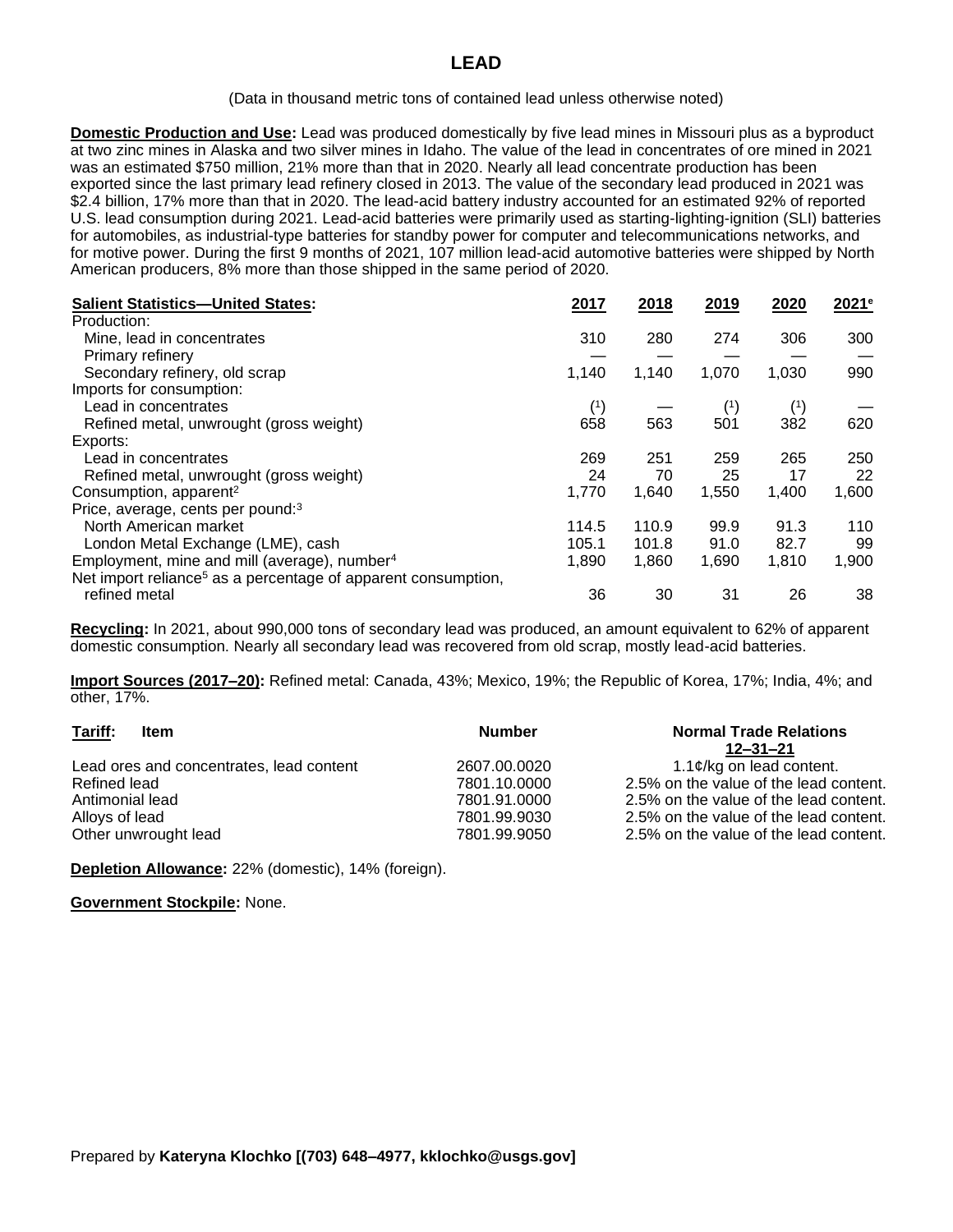# LEAD

(Data in thousand metric tons of contained lead unless otherwise noted)

**Domestic Production and Use:** Lead was produced domestically by five lead mines in Missouri plus as a byproduct at two zinc mines in Alaska and two silver mines in Idaho. The value of the lead in concentrates of ore mined in 2021 was an estimated $750 million, 21% more than that in 2020. Nearly all lead concentrate production has been exported since the last primary lead refinery closed in 2013. The value of the secondary lead produced in 2021 was $2.4 billion, 17% more than that in 2020. The lead-acid battery industry accounted for an estimated 92% of reported U.S. lead consumption during 2021. Lead-acid batteries were primarily used as starting-lighting-ignition (SLI) batteries for automobiles, as industrial-type batteries for standby power for computer and telecommunications networks, and for motive power. During the first 9 months of 2021, 107 million lead-acid automotive batteries were shipped by North American producers, 8% more than those shipped in the same period of 2020.

| Salient Statistics—United States: | 2017 | 2018 | 2019 | 2020 | 2021[e] |
|---|---|---|---|---|---|
| Production: | | | | | |
| Mine, lead in concentrates | 310 | 280 | 274 | 306 | 300 |
| Primary refinery | — | — | — | — | — |
| Secondary refinery, old scrap | 1,140 | 1,140 | 1,070 | 1,030 | 990 |
| Imports for consumption: | | | | | |
| Lead in concentrates | (1) | — | (1) | (1) | — |
| Refined metal, unwrought (gross weight) | 658 | 563 | 501 | 382 | 620 |
| Exports: | | | | | |
| Lead in concentrates | 269 | 251 | 259 | 265 | 250 |
| Refined metal, unwrought (gross weight) | 24 | 70 | 25 | 17 | 22 |
| Consumption, apparent[2] | 1,770 | 1,640 | 1,550 | 1,400 | 1,600 |
| Price, average, cents per pound:[3] | | | | | |
| North American market | 114.5 | 110.9 | 99.9 | 91.3 | 110 |
| London Metal Exchange (LME), cash | 105.1 | 101.8 | 91.0 | 82.7 | 99 |
| Employment, mine and mill (average), number[4] | 1,890 | 1,860 | 1,690 | 1,810 | 1,900 |
| Net import reliance[5] as a percentage of apparent consumption, refined metal | 36 | 30 | 31 | 26 | 38 |

**Recycling:** In 2021, about 990,000 tons of secondary lead was produced, an amount equivalent to 62% of apparent domestic consumption. Nearly all secondary lead was recovered from old scrap, mostly lead-acid batteries.

**Import Sources (2017–20):** Refined metal: Canada, 43%; Mexico, 19%; the Republic of Korea, 17%; India, 4%; and other, 17%.

| Tariff: Item | Number | Normal Trade Relations 12–31–21 |
|---|---|---|
| Lead ores and concentrates, lead content | 2607.00.0020 | 1.1¢/kg on lead content. |
| Refined lead | 7801.10.0000 | 2.5% on the value of the lead content. |
| Antimonial lead | 7801.91.0000 | 2.5% on the value of the lead content. |
| Alloys of lead | 7801.99.9030 | 2.5% on the value of the lead content. |
| Other unwrought lead | 7801.99.9050 | 2.5% on the value of the lead content. |

**Depletion Allowance:** 22% (domestic), 14% (foreign).

**Government Stockpile:** None.

Prepared by **Kateryna Klochko [(703) 648–4977, kklochko@usgs.gov]**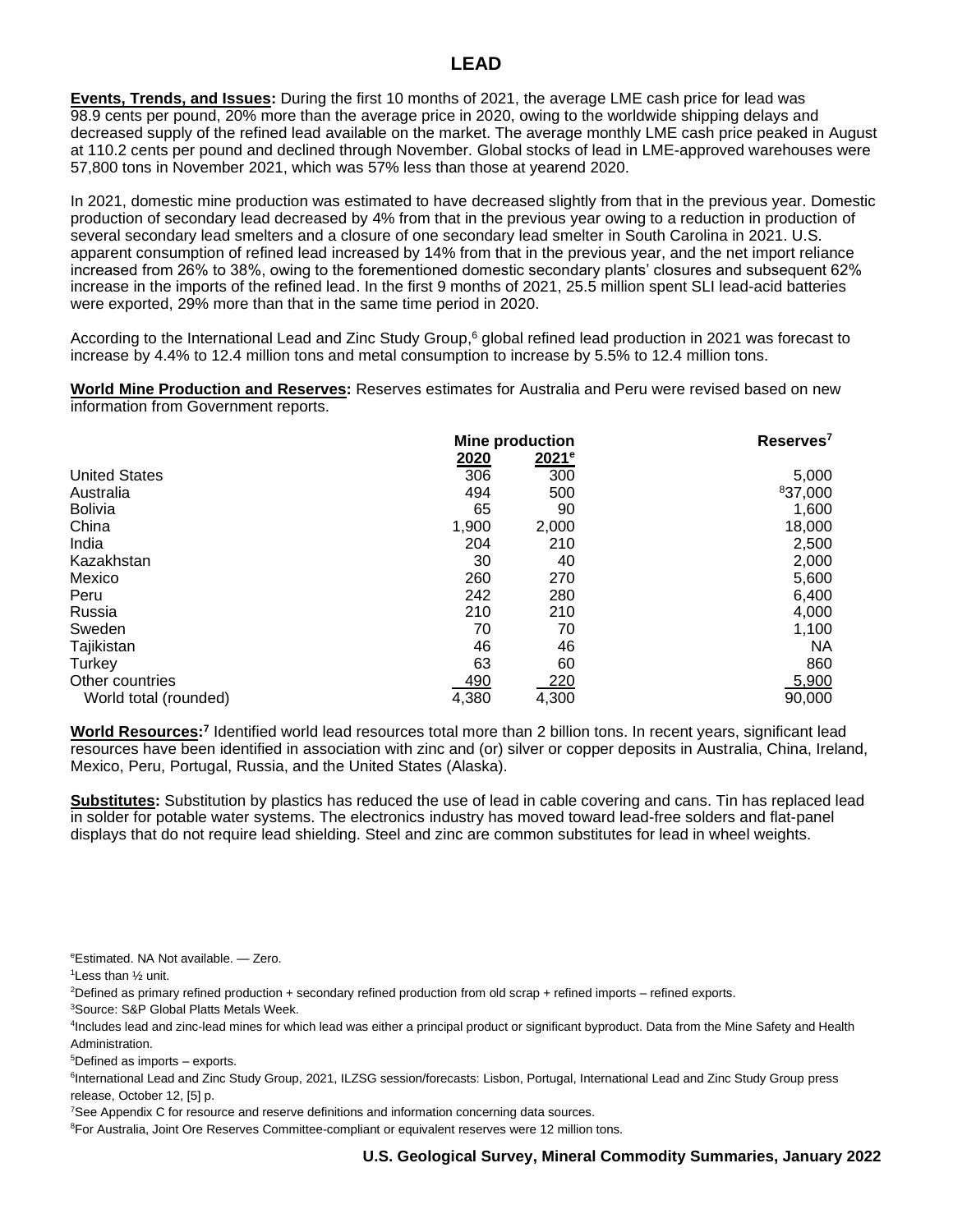# LEAD

**Events, Trends, and Issues:** During the first 10 months of 2021, the average LME cash price for lead was 98.9 cents per pound, 20% more than the average price in 2020, owing to the worldwide shipping delays and decreased supply of the refined lead available on the market. The average monthly LME cash price peaked in August at 110.2 cents per pound and declined through November. Global stocks of lead in LME-approved warehouses were 57,800 tons in November 2021, which was 57% less than those at yearend 2020.

In 2021, domestic mine production was estimated to have decreased slightly from that in the previous year. Domestic production of secondary lead decreased by 4% from that in the previous year owing to a reduction in production of several secondary lead smelters and a closure of one secondary lead smelter in South Carolina in 2021. U.S. apparent consumption of refined lead increased by 14% from that in the previous year, and the net import reliance increased from 26% to 38%, owing to the forementioned domestic secondary plants' closures and subsequent 62% increase in the imports of the refined lead. In the first 9 months of 2021, 25.5 million spent SLI lead-acid batteries were exported, 29% more than that in the same time period in 2020.

According to the International Lead and Zinc Study Group,[6] global refined lead production in 2021 was forecast to increase by 4.4% to 12.4 million tons and metal consumption to increase by 5.5% to 12.4 million tons.

**World Mine Production and Reserves:** Reserves estimates for Australia and Peru were revised based on new information from Government reports.

| | Mine production | | Reserves[7] |
|---|---|---|---|
| | 2020 | 2021[e] | |
| United States | 306 | 300 | 5,000 |
| Australia | 494 | 500 | [8]37,000 |
| Bolivia | 65 | 90 | 1,600 |
| China | 1,900 | 2,000 | 18,000 |
| India | 204 | 210 | 2,500 |
| Kazakhstan | 30 | 40 | 2,000 |
| Mexico | 260 | 270 | 5,600 |
| Peru | 242 | 280 | 6,400 |
| Russia | 210 | 210 | 4,000 |
| Sweden | 70 | 70 | 1,100 |
| Tajikistan | 46 | 46 | NA |
| Turkey | 63 | 60 | 860 |
| Other countries | 490 | 220 | 5,900 |
| World total (rounded) | 4,380 | 4,300 | 90,000 |

**World Resources:**[7] Identified world lead resources total more than 2 billion tons. In recent years, significant lead resources have been identified in association with zinc and (or) silver or copper deposits in Australia, China, Ireland, Mexico, Peru, Portugal, Russia, and the United States (Alaska).

**Substitutes:** Substitution by plastics has reduced the use of lead in cable covering and cans. Tin has replaced lead in solder for potable water systems. The electronics industry has moved toward lead-free solders and flat-panel displays that do not require lead shielding. Steel and zinc are common substitutes for lead in wheel weights.

[e]Estimated. NA Not available. — Zero.

[1]Less than ½ unit.

[2]Defined as primary refined production + secondary refined production from old scrap + refined imports – refined exports.

[3]Source: S&P Global Platts Metals Week.

[4]Includes lead and zinc-lead mines for which lead was either a principal product or significant byproduct. Data from the Mine Safety and Health Administration.

[5]Defined as imports – exports.

[6]International Lead and Zinc Study Group, 2021, ILZSG session/forecasts: Lisbon, Portugal, International Lead and Zinc Study Group press release, October 12, [5] p.

[7]See Appendix C for resource and reserve definitions and information concerning data sources.

[8]For Australia, Joint Ore Reserves Committee-compliant or equivalent reserves were 12 million tons.